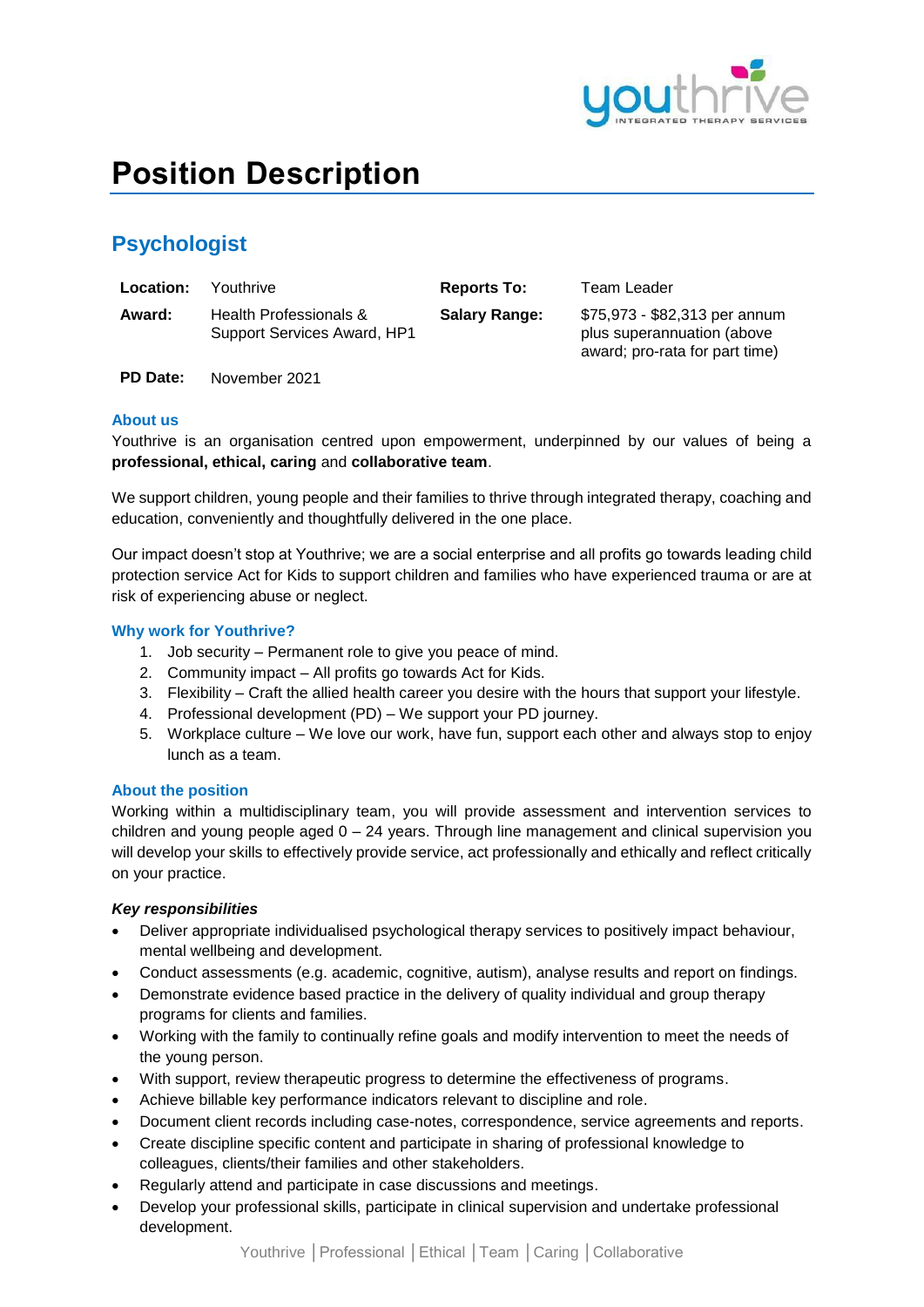# Position Description

## Psychologist

| | | | |
|---|---|---|---|
| **Location:** | Youthrive | **Reports To:** | Team Leader |
| **Award:** | Health Professionals & Support Services Award, HP1 | **Salary Range:** | $75,973 - $82,313 per annum plus superannuation (above award; pro-rata for part time) |
| **PD Date:** | November 2021 | | |

### About us

Youthrive is an organisation centred upon empowerment, underpinned by our values of being a **professional, ethical, caring** and **collaborative team**.

We support children, young people and their families to thrive through integrated therapy, coaching and education, conveniently and thoughtfully delivered in the one place.

Our impact doesn't stop at Youthrive; we are a social enterprise and all profits go towards leading child protection service Act for Kids to support children and families who have experienced trauma or are at risk of experiencing abuse or neglect.

### Why work for Youthrive?

1. Job security – Permanent role to give you peace of mind.
2. Community impact – All profits go towards Act for Kids.
3. Flexibility – Craft the allied health career you desire with the hours that support your lifestyle.
4. Professional development (PD) – We support your PD journey.
5. Workplace culture – We love our work, have fun, support each other and always stop to enjoy lunch as a team.

### About the position

Working within a multidisciplinary team, you will provide assessment and intervention services to children and young people aged 0 – 24 years. Through line management and clinical supervision you will develop your skills to effectively provide service, act professionally and ethically and reflect critically on your practice.

***Key responsibilities***

- Deliver appropriate individualised psychological therapy services to positively impact behaviour, mental wellbeing and development.
- Conduct assessments (e.g. academic, cognitive, autism), analyse results and report on findings.
- Demonstrate evidence based practice in the delivery of quality individual and group therapy programs for clients and families.
- Working with the family to continually refine goals and modify intervention to meet the needs of the young person.
- With support, review therapeutic progress to determine the effectiveness of programs.
- Achieve billable key performance indicators relevant to discipline and role.
- Document client records including case-notes, correspondence, service agreements and reports.
- Create discipline specific content and participate in sharing of professional knowledge to colleagues, clients/their families and other stakeholders.
- Regularly attend and participate in case discussions and meetings.
- Develop your professional skills, participate in clinical supervision and undertake professional development.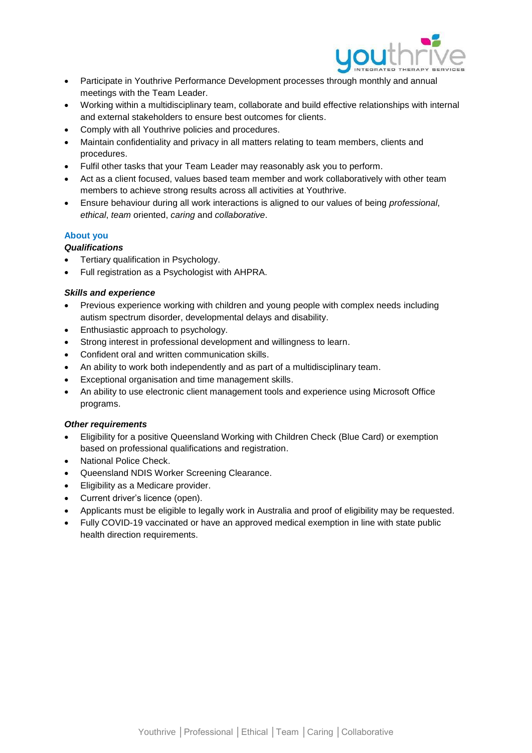- Participate in Youthrive Performance Development processes through monthly and annual meetings with the Team Leader.
- Working within a multidisciplinary team, collaborate and build effective relationships with internal and external stakeholders to ensure best outcomes for clients.
- Comply with all Youthrive policies and procedures.
- Maintain confidentiality and privacy in all matters relating to team members, clients and procedures.
- Fulfil other tasks that your Team Leader may reasonably ask you to perform.
- Act as a client focused, values based team member and work collaboratively with other team members to achieve strong results across all activities at Youthrive.
- Ensure behaviour during all work interactions is aligned to our values of being *professional*, *ethical*, *team* oriented, *caring* and *collaborative*.

## About you

### *Qualifications*

- Tertiary qualification in Psychology.
- Full registration as a Psychologist with AHPRA.

### *Skills and experience*

- Previous experience working with children and young people with complex needs including autism spectrum disorder, developmental delays and disability.
- Enthusiastic approach to psychology.
- Strong interest in professional development and willingness to learn.
- Confident oral and written communication skills.
- An ability to work both independently and as part of a multidisciplinary team.
- Exceptional organisation and time management skills.
- An ability to use electronic client management tools and experience using Microsoft Office programs.

### *Other requirements*

- Eligibility for a positive Queensland Working with Children Check (Blue Card) or exemption based on professional qualifications and registration.
- National Police Check.
- Queensland NDIS Worker Screening Clearance.
- Eligibility as a Medicare provider.
- Current driver's licence (open).
- Applicants must be eligible to legally work in Australia and proof of eligibility may be requested.
- Fully COVID-19 vaccinated or have an approved medical exemption in line with state public health direction requirements.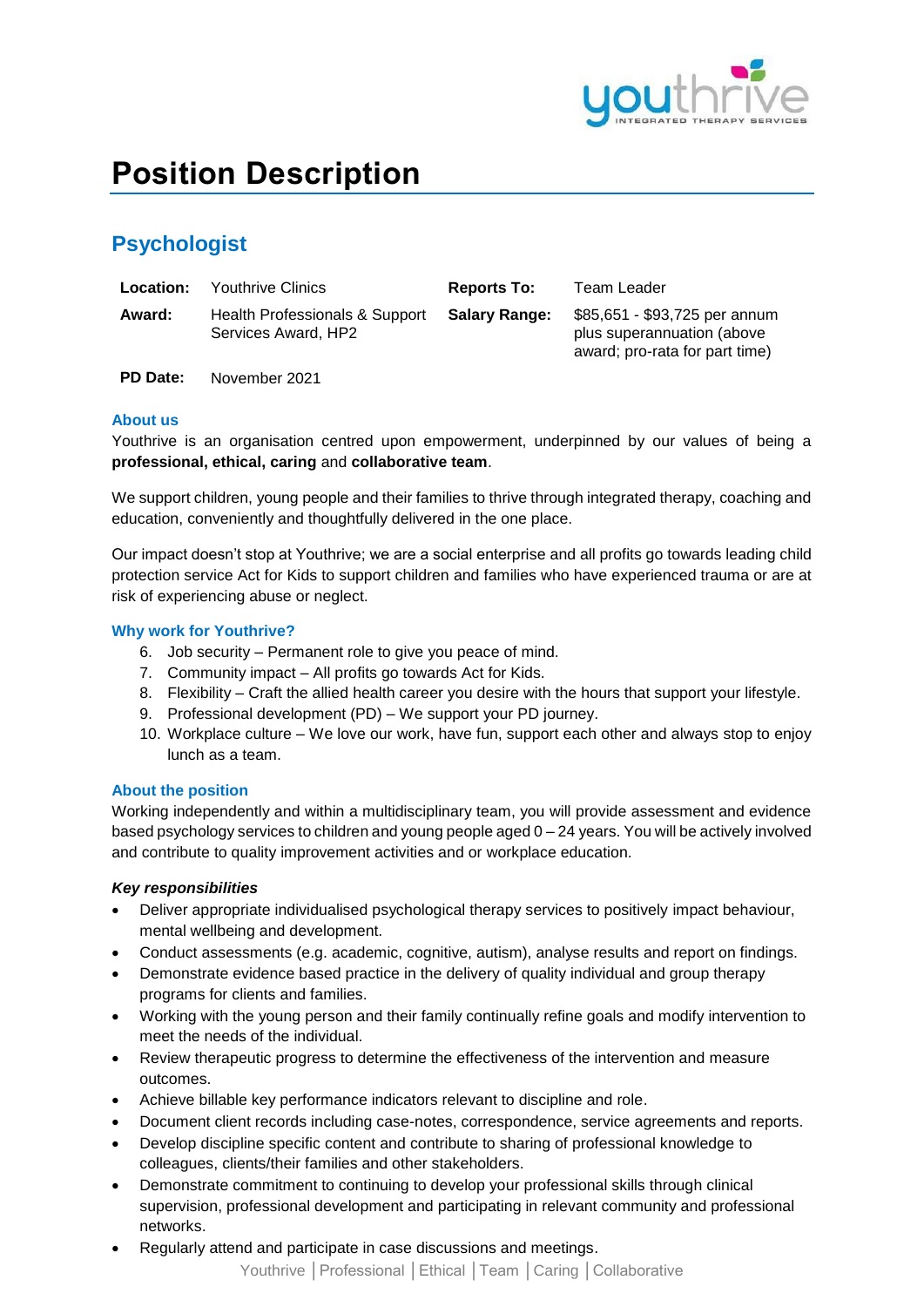# Position Description

## Psychologist

| | | | |
|---|---|---|---|
| **Location:** | Youthrive Clinics | **Reports To:** | Team Leader |
| **Award:** | Health Professionals & Support Services Award, HP2 | **Salary Range:** | $85,651 - $93,725 per annum plus superannuation (above award; pro-rata for part time) |
| **PD Date:** | November 2021 | | |

### About us

Youthrive is an organisation centred upon empowerment, underpinned by our values of being a **professional, ethical, caring** and **collaborative team**.

We support children, young people and their families to thrive through integrated therapy, coaching and education, conveniently and thoughtfully delivered in the one place.

Our impact doesn't stop at Youthrive; we are a social enterprise and all profits go towards leading child protection service Act for Kids to support children and families who have experienced trauma or are at risk of experiencing abuse or neglect.

### Why work for Youthrive?

6. Job security – Permanent role to give you peace of mind.
7. Community impact – All profits go towards Act for Kids.
8. Flexibility – Craft the allied health career you desire with the hours that support your lifestyle.
9. Professional development (PD) – We support your PD journey.
10. Workplace culture – We love our work, have fun, support each other and always stop to enjoy lunch as a team.

### About the position

Working independently and within a multidisciplinary team, you will provide assessment and evidence based psychology services to children and young people aged 0 – 24 years. You will be actively involved and contribute to quality improvement activities and or workplace education.

***Key responsibilities***

- Deliver appropriate individualised psychological therapy services to positively impact behaviour, mental wellbeing and development.
- Conduct assessments (e.g. academic, cognitive, autism), analyse results and report on findings.
- Demonstrate evidence based practice in the delivery of quality individual and group therapy programs for clients and families.
- Working with the young person and their family continually refine goals and modify intervention to meet the needs of the individual.
- Review therapeutic progress to determine the effectiveness of the intervention and measure outcomes.
- Achieve billable key performance indicators relevant to discipline and role.
- Document client records including case-notes, correspondence, service agreements and reports.
- Develop discipline specific content and contribute to sharing of professional knowledge to colleagues, clients/their families and other stakeholders.
- Demonstrate commitment to continuing to develop your professional skills through clinical supervision, professional development and participating in relevant community and professional networks.
- Regularly attend and participate in case discussions and meetings.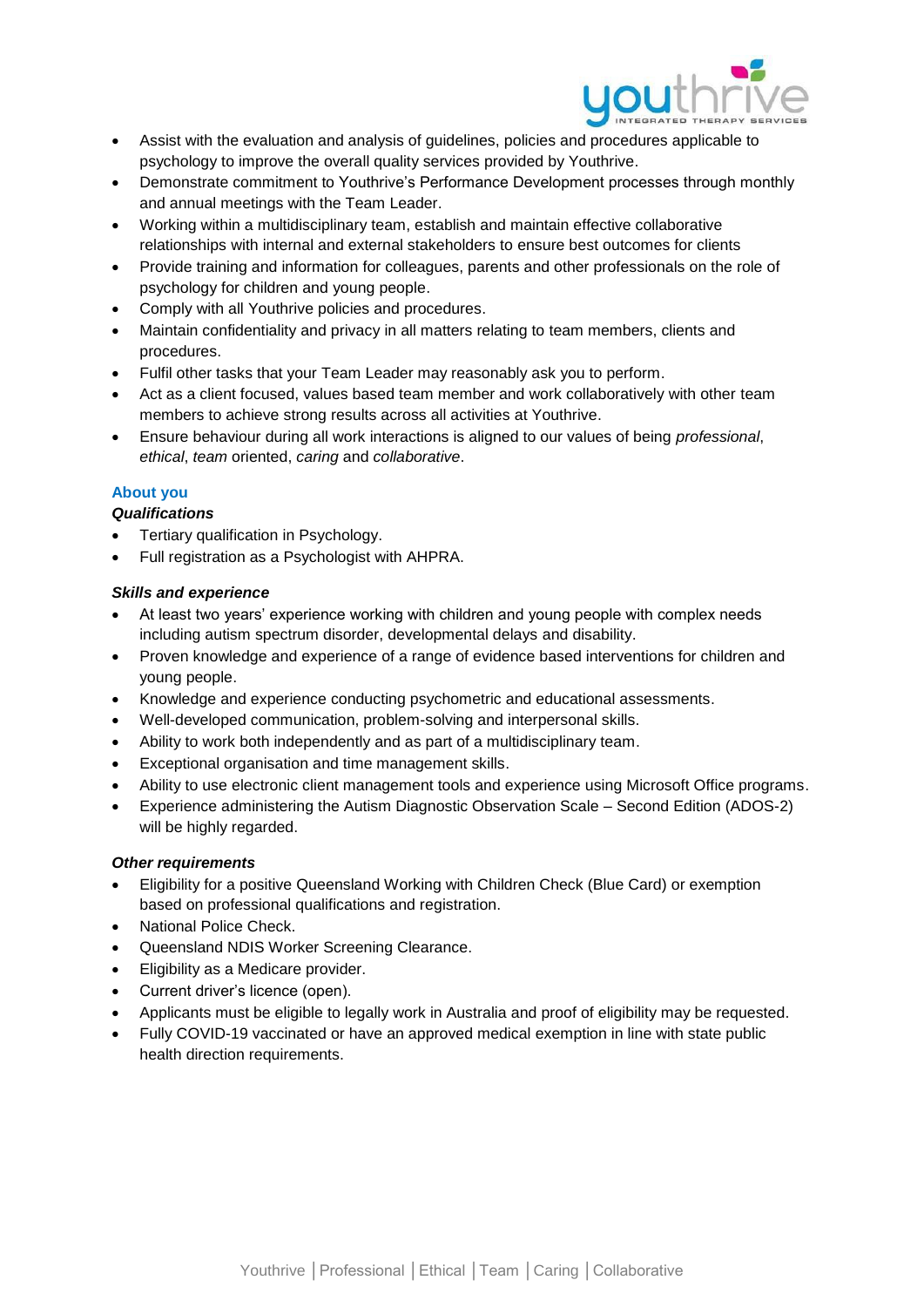- Assist with the evaluation and analysis of guidelines, policies and procedures applicable to psychology to improve the overall quality services provided by Youthrive.
- Demonstrate commitment to Youthrive's Performance Development processes through monthly and annual meetings with the Team Leader.
- Working within a multidisciplinary team, establish and maintain effective collaborative relationships with internal and external stakeholders to ensure best outcomes for clients
- Provide training and information for colleagues, parents and other professionals on the role of psychology for children and young people.
- Comply with all Youthrive policies and procedures.
- Maintain confidentiality and privacy in all matters relating to team members, clients and procedures.
- Fulfil other tasks that your Team Leader may reasonably ask you to perform.
- Act as a client focused, values based team member and work collaboratively with other team members to achieve strong results across all activities at Youthrive.
- Ensure behaviour during all work interactions is aligned to our values of being *professional*, *ethical*, *team* oriented, *caring* and *collaborative*.

## About you

***Qualifications***

- Tertiary qualification in Psychology.
- Full registration as a Psychologist with AHPRA.

***Skills and experience***

- At least two years' experience working with children and young people with complex needs including autism spectrum disorder, developmental delays and disability.
- Proven knowledge and experience of a range of evidence based interventions for children and young people.
- Knowledge and experience conducting psychometric and educational assessments.
- Well-developed communication, problem-solving and interpersonal skills.
- Ability to work both independently and as part of a multidisciplinary team.
- Exceptional organisation and time management skills.
- Ability to use electronic client management tools and experience using Microsoft Office programs.
- Experience administering the Autism Diagnostic Observation Scale – Second Edition (ADOS-2) will be highly regarded.

***Other requirements***

- Eligibility for a positive Queensland Working with Children Check (Blue Card) or exemption based on professional qualifications and registration.
- National Police Check.
- Queensland NDIS Worker Screening Clearance.
- Eligibility as a Medicare provider.
- Current driver's licence (open).
- Applicants must be eligible to legally work in Australia and proof of eligibility may be requested.
- Fully COVID-19 vaccinated or have an approved medical exemption in line with state public health direction requirements.